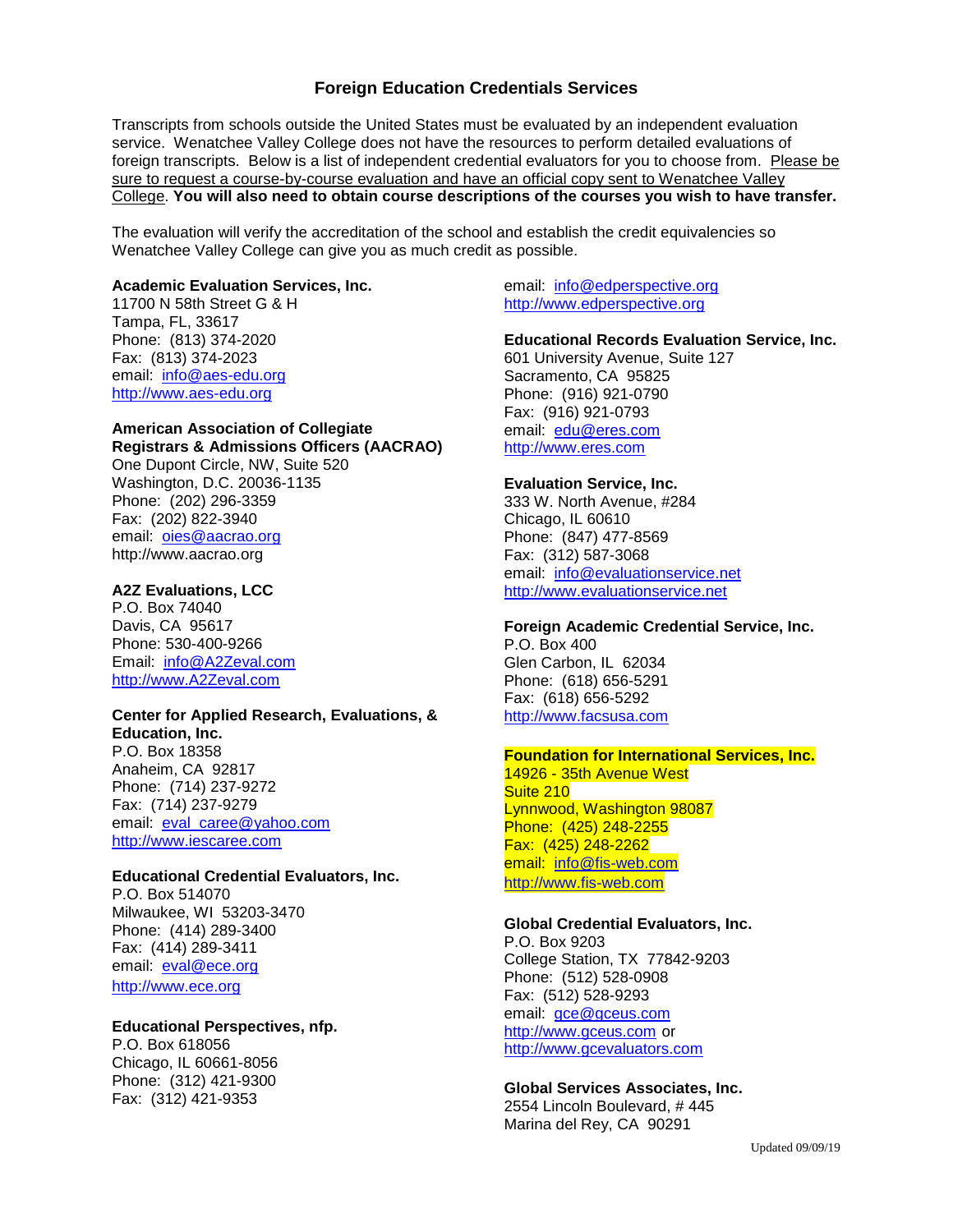# Foreign Education Credentials Services

Transcripts from schools outside the United States must be evaluated by an independent evaluation service. Wenatchee Valley College does not have the resources to perform detailed evaluations of foreign transcripts. Below is a list of independent credential evaluators for you to choose from. Please be sure to request a course-by-course evaluation and have an official copy sent to Wenatchee Valley College. **You will also need to obtain course descriptions of the courses you wish to have transfer.**

The evaluation will verify the accreditation of the school and establish the credit equivalencies so Wenatchee Valley College can give you as much credit as possible.

**Academic Evaluation Services, Inc.**
11700 N 58th Street G & H
Tampa, FL, 33617
Phone: (813) 374-2020
Fax: (813) 374-2023
email: info@aes-edu.org
http://www.aes-edu.org

**American Association of Collegiate Registrars & Admissions Officers (AACRAO)**
One Dupont Circle, NW, Suite 520
Washington, D.C. 20036-1135
Phone: (202) 296-3359
Fax: (202) 822-3940
email: oies@aacrao.org
http://www.aacrao.org

**A2Z Evaluations, LCC**
P.O. Box 74040
Davis, CA 95617
Phone: 530-400-9266
Email: info@A2Zeval.com
http://www.A2Zeval.com

**Center for Applied Research, Evaluations, & Education, Inc.**
P.O. Box 18358
Anaheim, CA 92817
Phone: (714) 237-9272
Fax: (714) 237-9279
email: eval_caree@yahoo.com
http://www.iescaree.com

**Educational Credential Evaluators, Inc.**
P.O. Box 514070
Milwaukee, WI 53203-3470
Phone: (414) 289-3400
Fax: (414) 289-3411
email: eval@ece.org
http://www.ece.org

**Educational Perspectives, nfp.**
P.O. Box 618056
Chicago, IL 60661-8056
Phone: (312) 421-9300
Fax: (312) 421-9353
email: info@edperspective.org
http://www.edperspective.org

**Educational Records Evaluation Service, Inc.**
601 University Avenue, Suite 127
Sacramento, CA 95825
Phone: (916) 921-0790
Fax: (916) 921-0793
email: edu@eres.com
http://www.eres.com

**Evaluation Service, Inc.**
333 W. North Avenue, #284
Chicago, IL 60610
Phone: (847) 477-8569
Fax: (312) 587-3068
email: info@evaluationservice.net
http://www.evaluationservice.net

**Foreign Academic Credential Service, Inc.**
P.O. Box 400
Glen Carbon, IL 62034
Phone: (618) 656-5291
Fax: (618) 656-5292
http://www.facsusa.com

**Foundation for International Services, Inc.**
14926 - 35th Avenue West
Suite 210
Lynnwood, Washington 98087
Phone: (425) 248-2255
Fax: (425) 248-2262
email: info@fis-web.com
http://www.fis-web.com

**Global Credential Evaluators, Inc.**
P.O. Box 9203
College Station, TX 77842-9203
Phone: (512) 528-0908
Fax: (512) 528-9293
email: gce@gceus.com
http://www.gceus.com or
http://www.gcevaluators.com

**Global Services Associates, Inc.**
2554 Lincoln Boulevard, # 445
Marina del Rey, CA 90291

Updated 09/09/19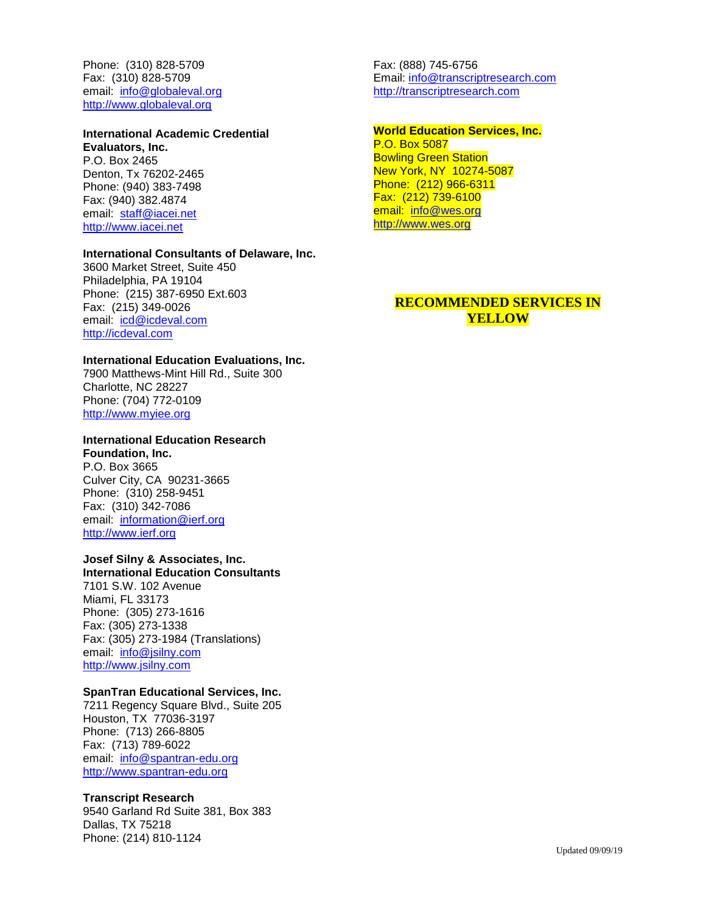Phone: (310) 828-5709
Fax: (310) 828-5709
email: info@globaleval.org
http://www.globaleval.org

**International Academic Credential Evaluators, Inc.**
P.O. Box 2465
Denton, Tx 76202-2465
Phone: (940) 383-7498
Fax: (940) 382.4874
email: staff@iacei.net
http://www.iacei.net

**International Consultants of Delaware, Inc.**
3600 Market Street, Suite 450
Philadelphia, PA 19104
Phone: (215) 387-6950 Ext.603
Fax: (215) 349-0026
email: icd@icdeval.com
http://icdeval.com

**International Education Evaluations, Inc.**
7900 Matthews-Mint Hill Rd., Suite 300
Charlotte, NC 28227
Phone: (704) 772-0109
http://www.myiee.org

**International Education Research Foundation, Inc.**
P.O. Box 3665
Culver City, CA 90231-3665
Phone: (310) 258-9451
Fax: (310) 342-7086
email: information@ierf.org
http://www.ierf.org

**Josef Silny & Associates, Inc.**
**International Education Consultants**
7101 S.W. 102 Avenue
Miami, FL 33173
Phone: (305) 273-1616
Fax: (305) 273-1338
Fax: (305) 273-1984 (Translations)
email: info@jsilny.com
http://www.jsilny.com

**SpanTran Educational Services, Inc.**
7211 Regency Square Blvd., Suite 205
Houston, TX 77036-3197
Phone: (713) 266-8805
Fax: (713) 789-6022
email: info@spantran-edu.org
http://www.spantran-edu.org

**Transcript Research**
9540 Garland Rd Suite 381, Box 383
Dallas, TX 75218
Phone: (214) 810-1124
Fax: (888) 745-6756
Email: info@transcriptresearch.com
http://transcriptresearch.com

**World Education Services, Inc.**
P.O. Box 5087
Bowling Green Station
New York, NY 10274-5087
Phone: (212) 966-6311
Fax: (212) 739-6100
email: info@wes.org
http://www.wes.org

**RECOMMENDED SERVICES IN YELLOW**

Updated 09/09/19